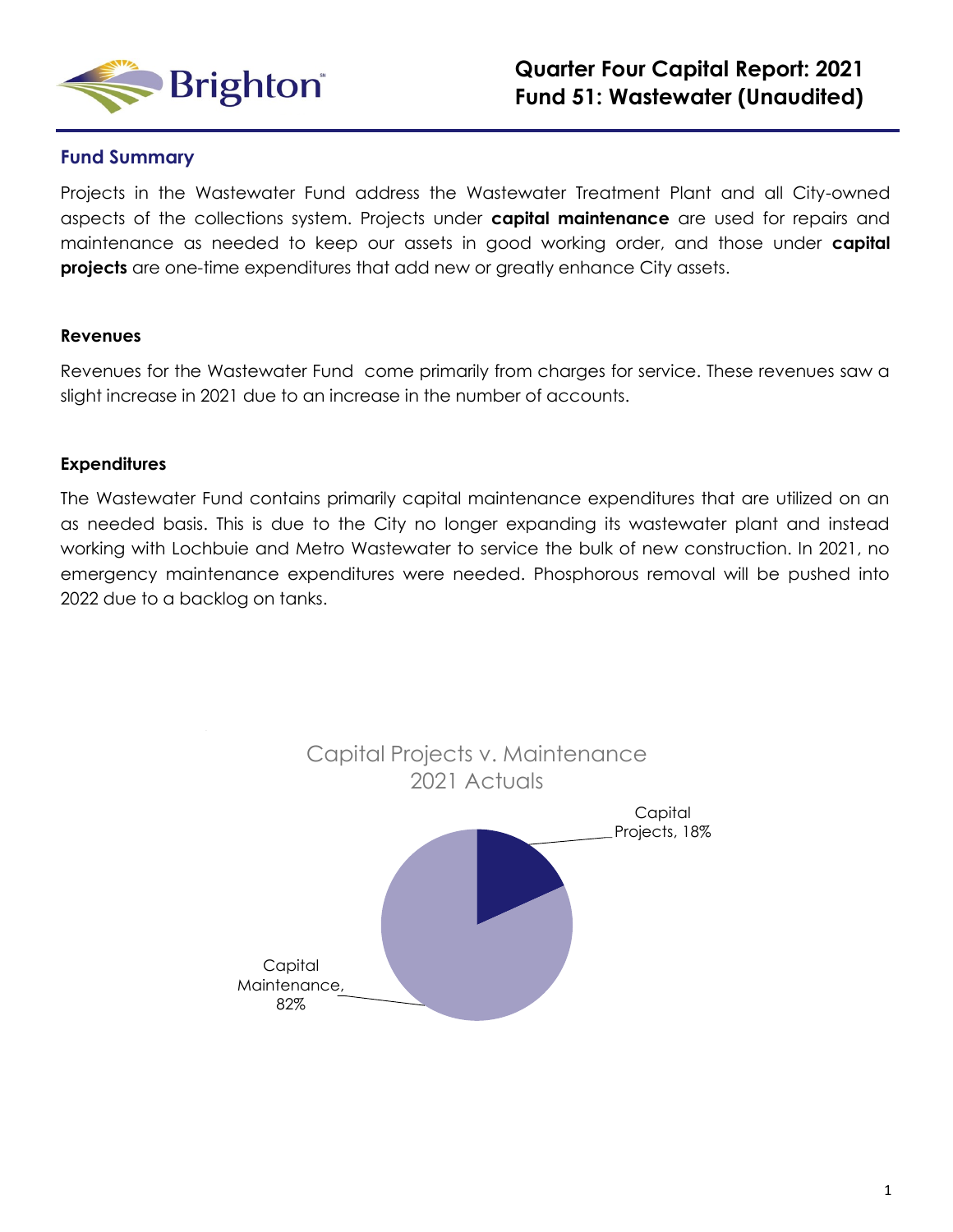# Quarter Four Capital Report: 2021
# Fund 51: Wastewater (Unaudited)

## Fund Summary

Projects in the Wastewater Fund address the Wastewater Treatment Plant and all City-owned aspects of the collections system. Projects under **capital maintenance** are used for repairs and maintenance as needed to keep our assets in good working order, and those under **capital projects** are one-time expenditures that add new or greatly enhance City assets.

### Revenues

Revenues for the Wastewater Fund come primarily from charges for service. These revenues saw a slight increase in 2021 due to an increase in the number of accounts.

### Expenditures

The Wastewater Fund contains primarily capital maintenance expenditures that are utilized on an as needed basis. This is due to the City no longer expanding its wastewater plant and instead working with Lochbuie and Metro Wastewater to service the bulk of new construction. In 2021, no emergency maintenance expenditures were needed. Phosphorous removal will be pushed into 2022 due to a backlog on tanks.

Capital Projects v. Maintenance
2021 Actuals

Capital Projects, 18%

Capital Maintenance, 82%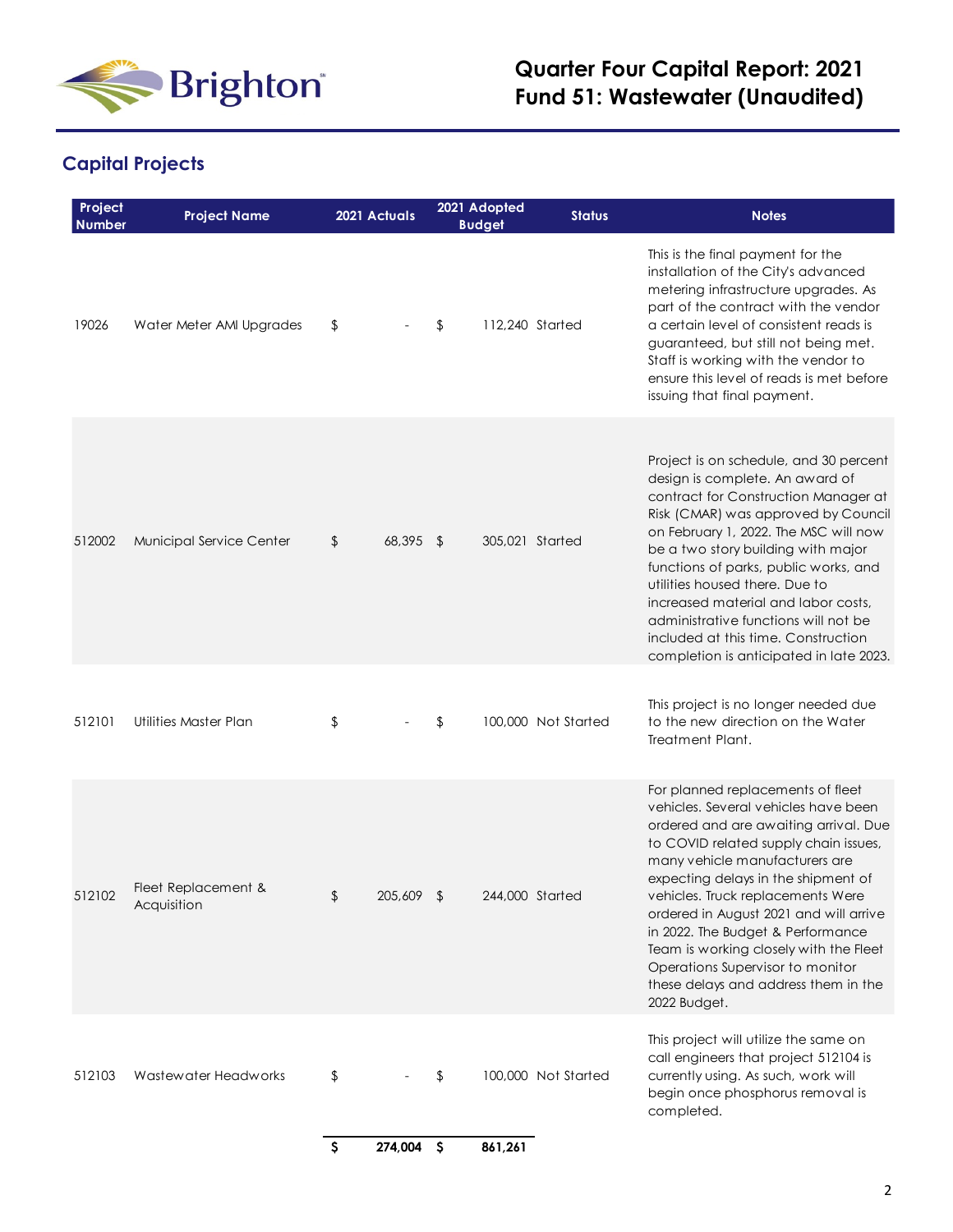# Quarter Four Capital Report: 2021
# Fund 51: Wastewater (Unaudited)

## Capital Projects

| Project Number | Project Name | 2021 Actuals | 2021 Adopted Budget | Status | Notes |
|---|---|---|---|---|---|
| 19026 | Water Meter AMI Upgrades | $ - | $ 112,240 | Started | This is the final payment for the installation of the City's advanced metering infrastructure upgrades. As part of the contract with the vendor a certain level of consistent reads is guaranteed, but still not being met. Staff is working with the vendor to ensure this level of reads is met before issuing that final payment. |
| 512002 | Municipal Service Center | $ 68,395 | $ 305,021 | Started | Project is on schedule, and 30 percent design is complete. An award of contract for Construction Manager at Risk (CMAR) was approved by Council on February 1, 2022. The MSC will now be a two story building with major functions of parks, public works, and utilities housed there. Due to increased material and labor costs, administrative functions will not be included at this time. Construction completion is anticipated in late 2023. |
| 512101 | Utilities Master Plan | $ - | $ 100,000 | Not Started | This project is no longer needed due to the new direction on the Water Treatment Plant. |
| 512102 | Fleet Replacement & Acquisition | $ 205,609 | $ 244,000 | Started | For planned replacements of fleet vehicles. Several vehicles have been ordered and are awaiting arrival. Due to COVID related supply chain issues, many vehicle manufacturers are expecting delays in the shipment of vehicles. Truck replacements Were ordered in August 2021 and will arrive in 2022. The Budget & Performance Team is working closely with the Fleet Operations Supervisor to monitor these delays and address them in the 2022 Budget. |
| 512103 | Wastewater Headworks | $ - | $ 100,000 | Not Started | This project will utilize the same on call engineers that project 512104 is currently using. As such, work will begin once phosphorus removal is completed. |
| | | **$ 274,004** | **$ 861,261** | | |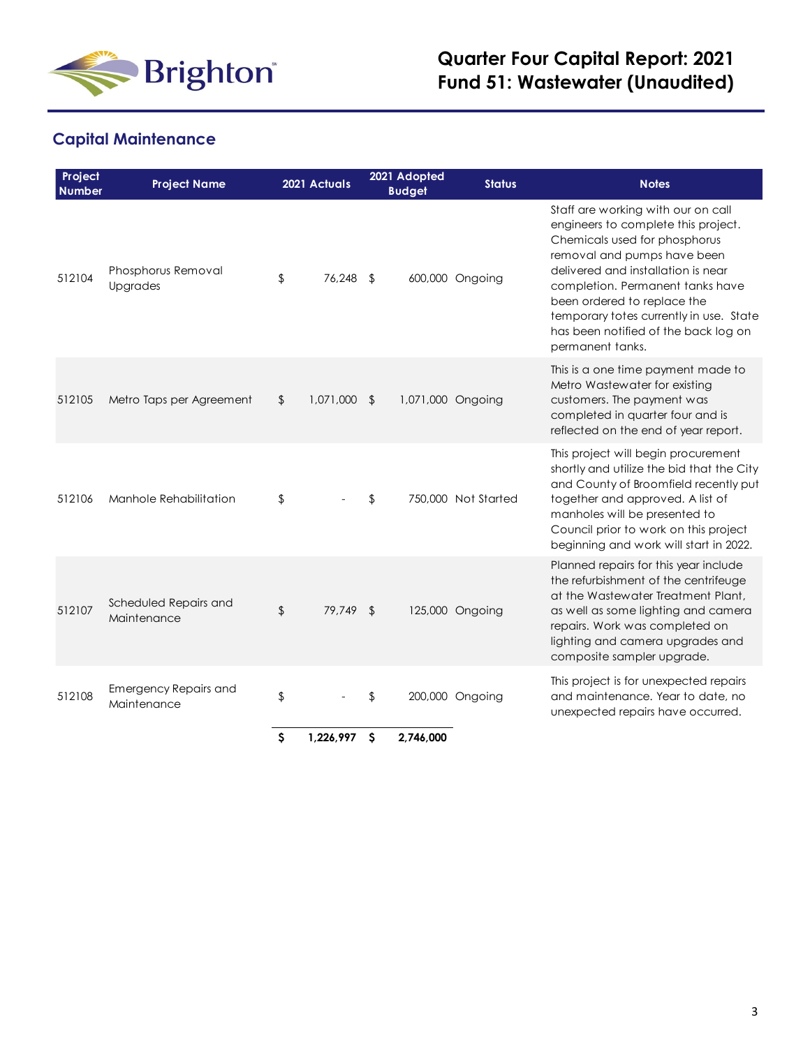# Quarter Four Capital Report: 2021
# Fund 51: Wastewater (Unaudited)

## Capital Maintenance

| Project Number | Project Name | 2021 Actuals | 2021 Adopted Budget | Status | Notes |
|---|---|---|---|---|---|
| 512104 | Phosphorus Removal Upgrades | $ 76,248 | $ 600,000 | Ongoing | Staff are working with our on call engineers to complete this project. Chemicals used for phosphorus removal and pumps have been delivered and installation is near completion. Permanent tanks have been ordered to replace the temporary totes currently in use. State has been notified of the back log on permanent tanks. |
| 512105 | Metro Taps per Agreement | $ 1,071,000 | $ 1,071,000 | Ongoing | This is a one time payment made to Metro Wastewater for existing customers. The payment was completed in quarter four and is reflected on the end of year report. |
| 512106 | Manhole Rehabilitation | $ - | $ 750,000 | Not Started | This project will begin procurement shortly and utilize the bid that the City and County of Broomfield recently put together and approved. A list of manholes will be presented to Council prior to work on this project beginning and work will start in 2022. |
| 512107 | Scheduled Repairs and Maintenance | $ 79,749 | $ 125,000 | Ongoing | Planned repairs for this year include the refurbishment of the centrifeuge at the Wastewater Treatment Plant, as well as some lighting and camera repairs. Work was completed on lighting and camera upgrades and composite sampler upgrade. |
| 512108 | Emergency Repairs and Maintenance | $ - | $ 200,000 | Ongoing | This project is for unexpected repairs and maintenance. Year to date, no unexpected repairs have occurred. |
| | | **$ 1,226,997** | **$ 2,746,000** | | |